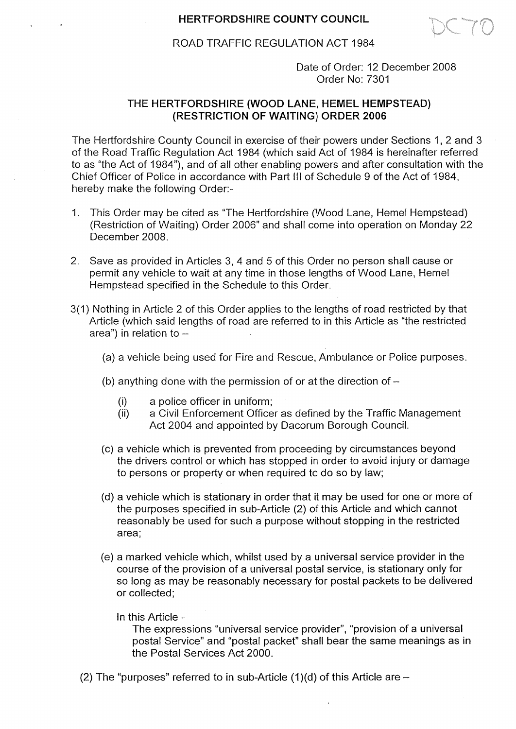HERTFORDSHIRE COUNTY COUNCIL

DC70

ROAD TRAFFIC REGULATION ACT 1984

Date of Order: 12 December 2008
Order No: 7301

# THE HERTFORDSHIRE (WOOD LANE, HEMEL HEMPSTEAD) (RESTRICTION OF WAITING) ORDER 2006

The Hertfordshire County Council in exercise of their powers under Sections 1, 2 and 3 of the Road Traffic Regulation Act 1984 (which said Act of 1984 is hereinafter referred to as "the Act of 1984"), and of all other enabling powers and after consultation with the Chief Officer of Police in accordance with Part III of Schedule 9 of the Act of 1984, hereby make the following Order:-

1. This Order may be cited as "The Hertfordshire (Wood Lane, Hemel Hempstead) (Restriction of Waiting) Order 2006" and shall come into operation on Monday 22 December 2008.

2. Save as provided in Articles 3, 4 and 5 of this Order no person shall cause or permit any vehicle to wait at any time in those lengths of Wood Lane, Hemel Hempstead specified in the Schedule to this Order.

3(1) Nothing in Article 2 of this Order applies to the lengths of road restricted by that Article (which said lengths of road are referred to in this Article as "the restricted area") in relation to –

(a) a vehicle being used for Fire and Rescue, Ambulance or Police purposes.

(b) anything done with the permission of or at the direction of –

   (i) a police officer in uniform;
   (ii) a Civil Enforcement Officer as defined by the Traffic Management Act 2004 and appointed by Dacorum Borough Council.

(c) a vehicle which is prevented from proceeding by circumstances beyond the drivers control or which has stopped in order to avoid injury or damage to persons or property or when required to do so by law;

(d) a vehicle which is stationary in order that it may be used for one or more of the purposes specified in sub-Article (2) of this Article and which cannot reasonably be used for such a purpose without stopping in the restricted area;

(e) a marked vehicle which, whilst used by a universal service provider in the course of the provision of a universal postal service, is stationary only for so long as may be reasonably necessary for postal packets to be delivered or collected;

In this Article -
The expressions "universal service provider", "provision of a universal postal Service" and "postal packet" shall bear the same meanings as in the Postal Services Act 2000.

(2) The "purposes" referred to in sub-Article (1)(d) of this Article are –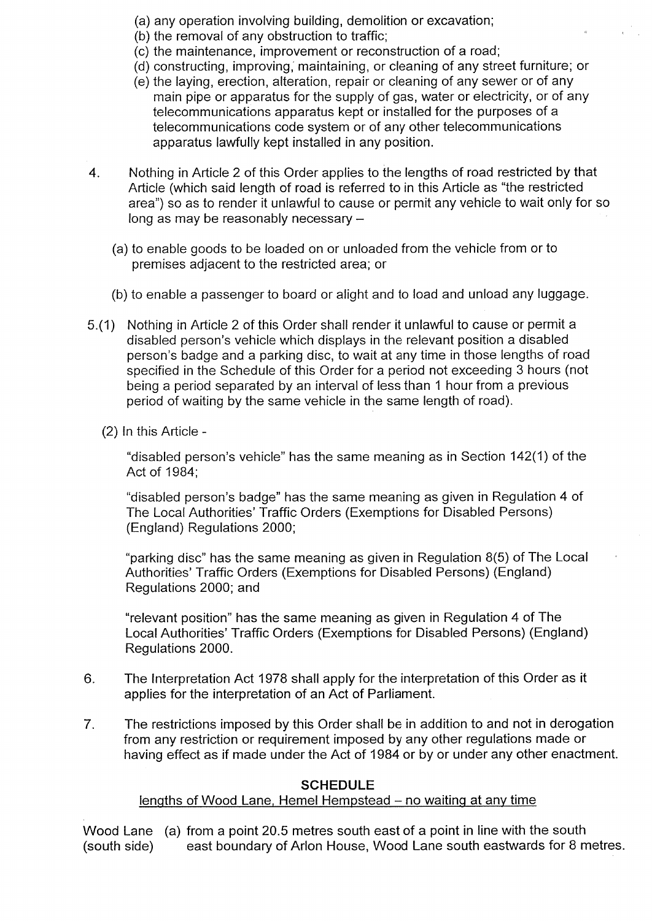(a) any operation involving building, demolition or excavation;

(b) the removal of any obstruction to traffic;

(c) the maintenance, improvement or reconstruction of a road;

(d) constructing, improving, maintaining, or cleaning of any street furniture; or

(e) the laying, erection, alteration, repair or cleaning of any sewer or of any main pipe or apparatus for the supply of gas, water or electricity, or of any telecommunications apparatus kept or installed for the purposes of a telecommunications code system or of any other telecommunications apparatus lawfully kept installed in any position.

4. Nothing in Article 2 of this Order applies to the lengths of road restricted by that Article (which said length of road is referred to in this Article as "the restricted area") so as to render it unlawful to cause or permit any vehicle to wait only for so long as may be reasonably necessary –

   (a) to enable goods to be loaded on or unloaded from the vehicle from or to premises adjacent to the restricted area; or

   (b) to enable a passenger to board or alight and to load and unload any luggage.

5.(1) Nothing in Article 2 of this Order shall render it unlawful to cause or permit a disabled person's vehicle which displays in the relevant position a disabled person's badge and a parking disc, to wait at any time in those lengths of road specified in the Schedule of this Order for a period not exceeding 3 hours (not being a period separated by an interval of less than 1 hour from a previous period of waiting by the same vehicle in the same length of road).

(2) In this Article -

"disabled person's vehicle" has the same meaning as in Section 142(1) of the Act of 1984;

"disabled person's badge" has the same meaning as given in Regulation 4 of The Local Authorities' Traffic Orders (Exemptions for Disabled Persons) (England) Regulations 2000;

"parking disc" has the same meaning as given in Regulation 8(5) of The Local Authorities' Traffic Orders (Exemptions for Disabled Persons) (England) Regulations 2000; and

"relevant position" has the same meaning as given in Regulation 4 of The Local Authorities' Traffic Orders (Exemptions for Disabled Persons) (England) Regulations 2000.

6. The Interpretation Act 1978 shall apply for the interpretation of this Order as it applies for the interpretation of an Act of Parliament.

7. The restrictions imposed by this Order shall be in addition to and not in derogation from any restriction or requirement imposed by any other regulations made or having effect as if made under the Act of 1984 or by or under any other enactment.

## SCHEDULE

lengths of Wood Lane, Hemel Hempstead – no waiting at any time

Wood Lane (south side) (a) from a point 20.5 metres south east of a point in line with the south east boundary of Arlon House, Wood Lane south eastwards for 8 metres.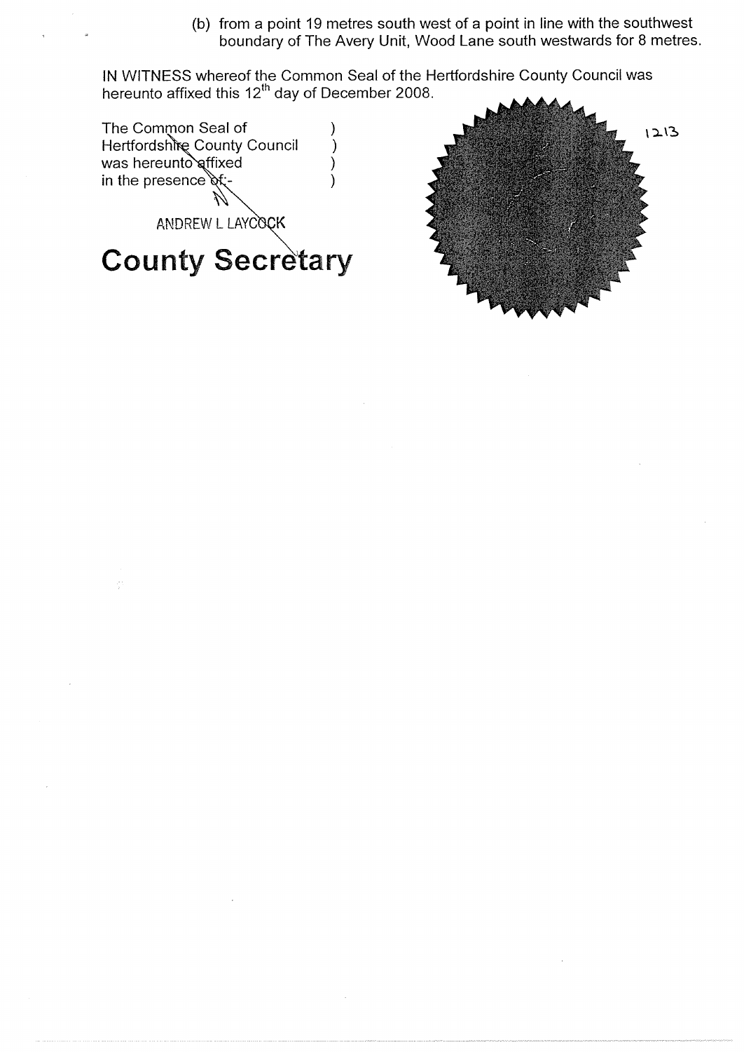(b) from a point 19 metres south west of a point in line with the southwest boundary of The Avery Unit, Wood Lane south westwards for 8 metres.

IN WITNESS whereof the Common Seal of the Hertfordshire County Council was hereunto affixed this 12th day of December 2008.

The Common Seal of )
Hertfordshire County Council )
was hereunto affixed )
in the presence of:- )

ANDREW L LAYCOCK

**County Secretary**

1213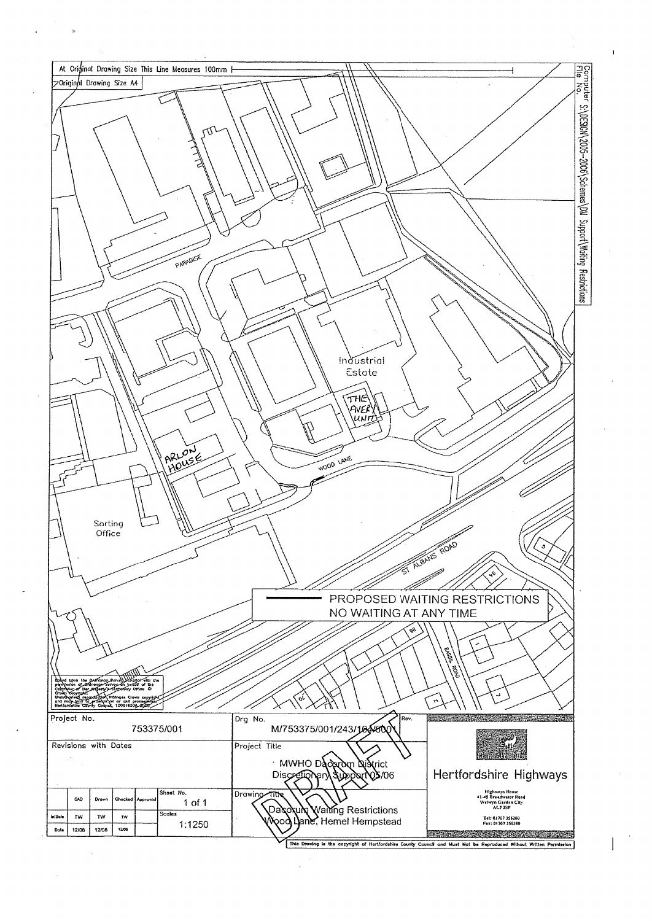At Original Drawing Size This Line Measures 100mm

Original Drawing Size A4

Computer File No. S:\DESIGN\2005-2006\Schemes\DM Support\Waiting Restrictions

PARADISE

Industrial Estate

THE AVERY UNIT

ARLON HOUSE

WOOD LANE

Sorting Office

ST ALBANS ROAD

BASSIL ROAD

PROPOSED WAITING RESTRICTIONS
NO WAITING AT ANY TIME

Based upon the Ordnance Survey's map with the permission of the Controller of Her Majesty's Stationery Office © Crown Copyright. Unauthorised reproduction infringes Crown copyright and may lead to prosecution or civil proceedings. Hertfordshire County Council 100019606 2006

| Project No. | | | | | 753375/001 | Drg No. M/753375/001/243/16/W001 | Rev. |
|---|---|---|---|---|---|---|---|
| Revisions with Dates | | | | | | Project Title: MWHO Dacorum District Discretionary Support 05/06 | |
| | CAD | Drawn | Checked | Approved | Sheet No. 1 of 1 | Drawing Title: Dacorum Waiting Restrictions Wood Lane, Hemel Hempstead | |
| Initials | TW | TW | TW | | Scales | | |
| Date | 12/06 | 12/06 | 12/06 | | 1:1250 | | |

DRAFT

Hertfordshire Highways

Highways House
41-45 Broadwater Road
Welwyn Garden City
AL7 3SP

Tel: 01707 356260
Fax: 01707 356380

This Drawing is the copyright of Hertfordshire County Council and Must Not be Reproduced Without Written Permission